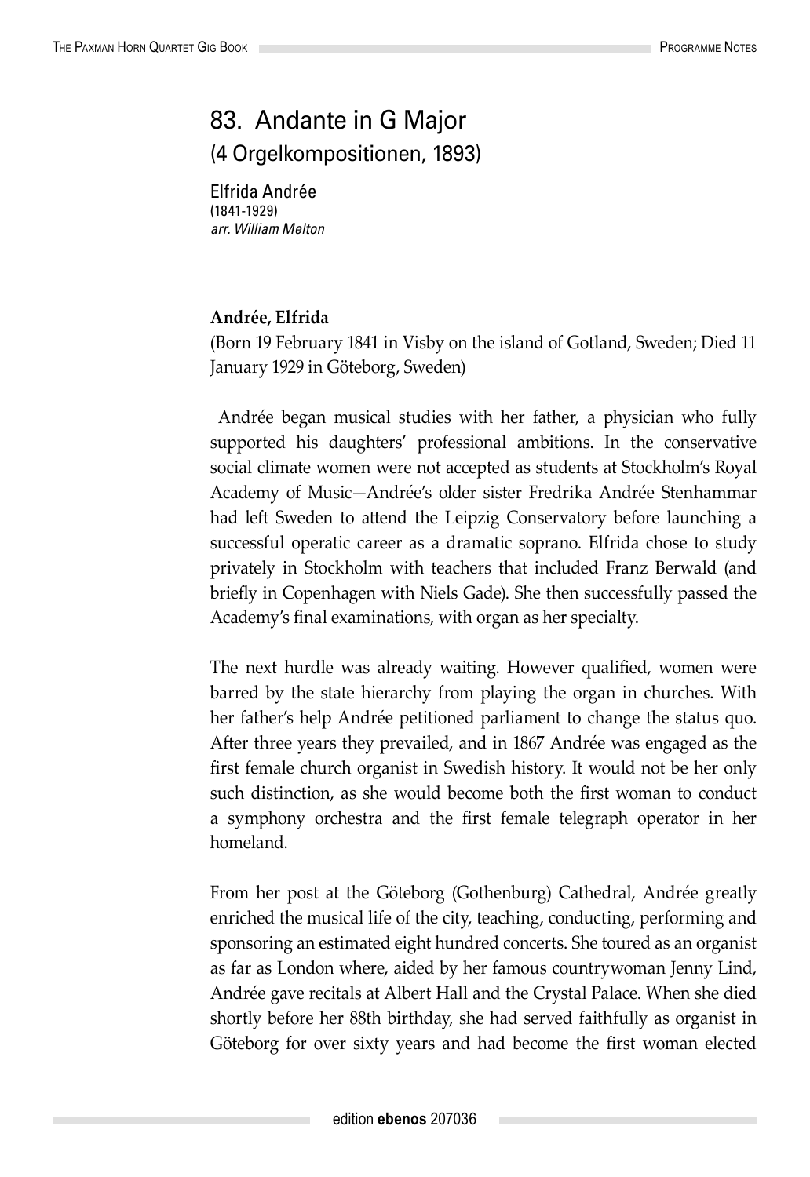# 83. Andante in G Major

## (4 Orgelkompositionen, 1893)

Elfrida Andrée
(1841-1929)
*arr. William Melton*

**Andrée, Elfrida**
(Born 19 February 1841 in Visby on the island of Gotland, Sweden; Died 11 January 1929 in Göteborg, Sweden)

Andrée began musical studies with her father, a physician who fully supported his daughters' professional ambitions. In the conservative social climate women were not accepted as students at Stockholm's Royal Academy of Music—Andrée's older sister Fredrika Andrée Stenhammar had left Sweden to attend the Leipzig Conservatory before launching a successful operatic career as a dramatic soprano. Elfrida chose to study privately in Stockholm with teachers that included Franz Berwald (and briefly in Copenhagen with Niels Gade). She then successfully passed the Academy's final examinations, with organ as her specialty.

The next hurdle was already waiting. However qualified, women were barred by the state hierarchy from playing the organ in churches. With her father's help Andrée petitioned parliament to change the status quo. After three years they prevailed, and in 1867 Andrée was engaged as the first female church organist in Swedish history. It would not be her only such distinction, as she would become both the first woman to conduct a symphony orchestra and the first female telegraph operator in her homeland.

From her post at the Göteborg (Gothenburg) Cathedral, Andrée greatly enriched the musical life of the city, teaching, conducting, performing and sponsoring an estimated eight hundred concerts. She toured as an organist as far as London where, aided by her famous countrywoman Jenny Lind, Andrée gave recitals at Albert Hall and the Crystal Palace. When she died shortly before her 88th birthday, she had served faithfully as organist in Göteborg for over sixty years and had become the first woman elected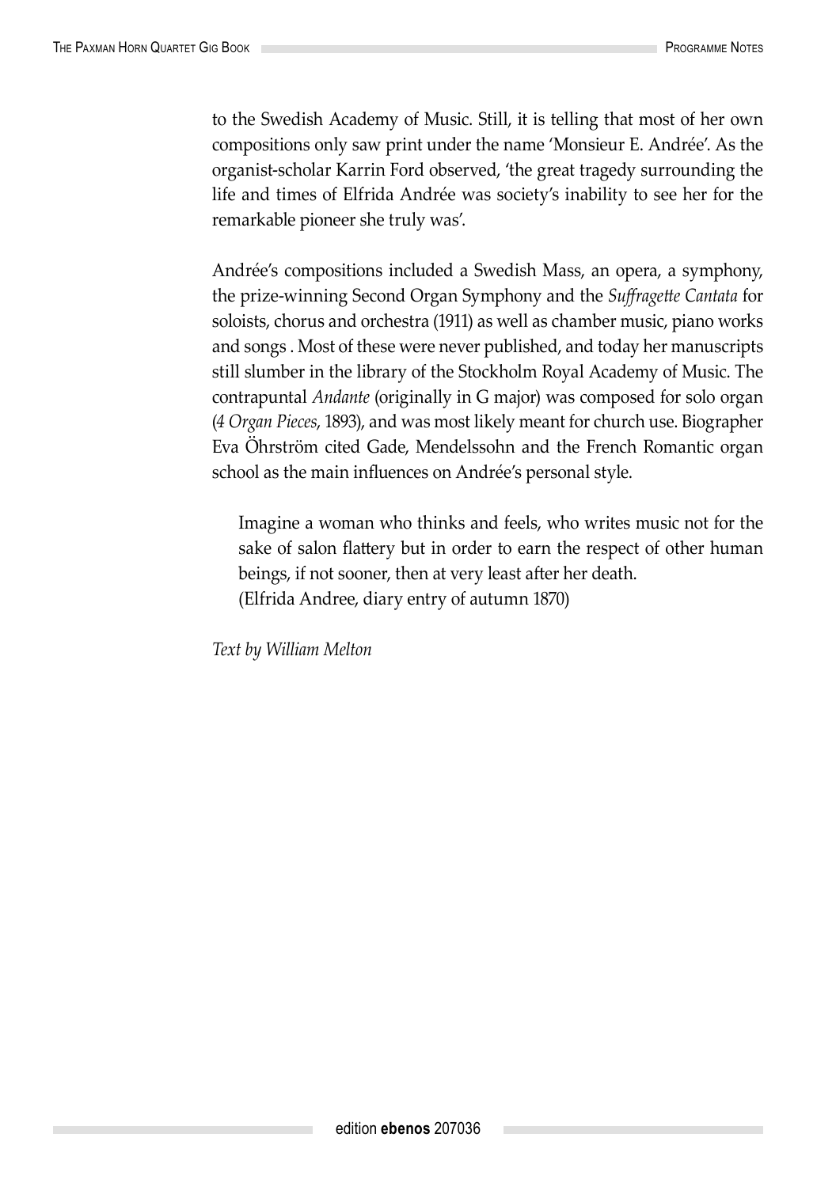to the Swedish Academy of Music. Still, it is telling that most of her own compositions only saw print under the name 'Monsieur E. Andrée'. As the organist-scholar Karrin Ford observed, 'the great tragedy surrounding the life and times of Elfrida Andrée was society's inability to see her for the remarkable pioneer she truly was'.

Andrée's compositions included a Swedish Mass, an opera, a symphony, the prize-winning Second Organ Symphony and the *Suffragette Cantata* for soloists, chorus and orchestra (1911) as well as chamber music, piano works and songs . Most of these were never published, and today her manuscripts still slumber in the library of the Stockholm Royal Academy of Music. The contrapuntal *Andante* (originally in G major) was composed for solo organ (*4 Organ Pieces*, 1893), and was most likely meant for church use. Biographer Eva Öhrström cited Gade, Mendelssohn and the French Romantic organ school as the main influences on Andrée's personal style.

> Imagine a woman who thinks and feels, who writes music not for the sake of salon flattery but in order to earn the respect of other human beings, if not sooner, then at very least after her death.
> (Elfrida Andree, diary entry of autumn 1870)

*Text by William Melton*